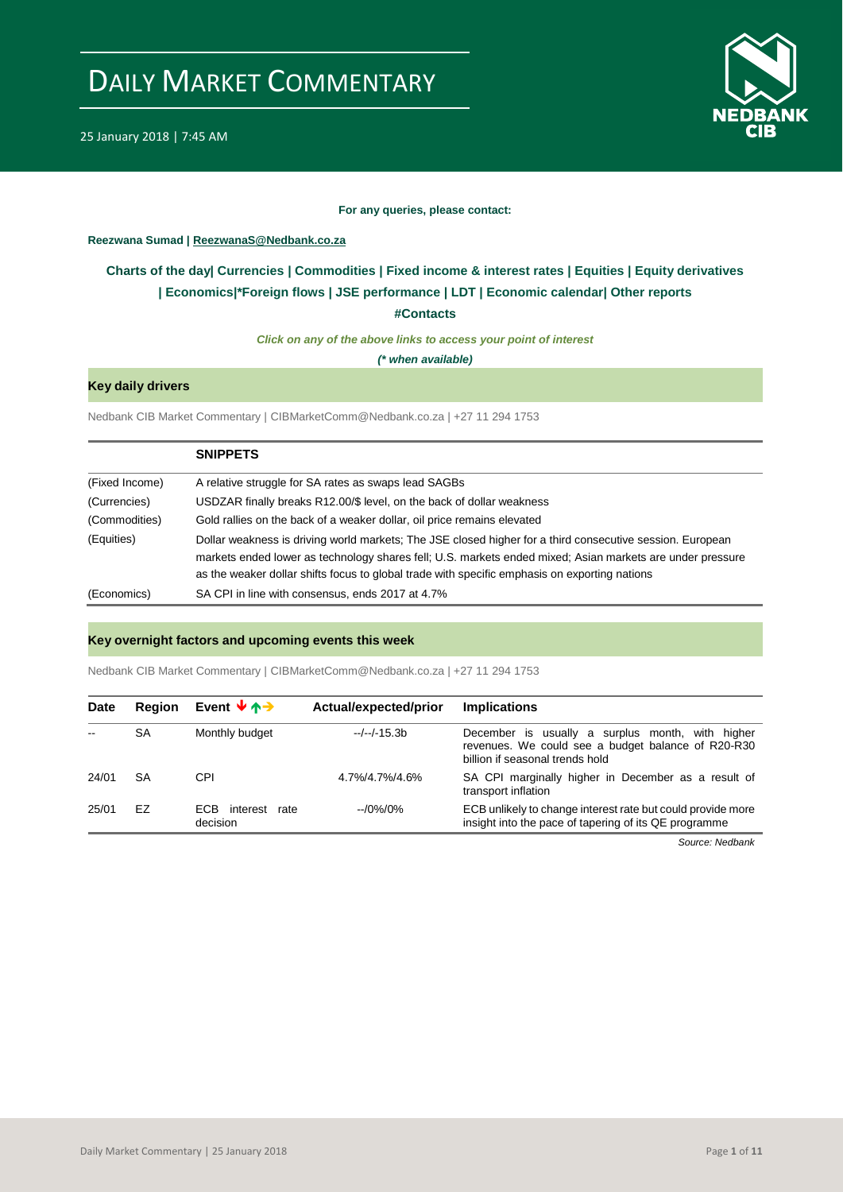# DAILY MARKET COMMENTARY

25 January 2018 | 7:45 AM

**For any queries, please contact:**

**Reezwana Sumad | ReezwanaS@Nedbank.co.za**

**Charts of the day| Currencies | Commodities | Fixed income & interest rates | Equities | Equity derivatives | Economics|*Foreign flows | JSE performance | LDT | Economic calendar| Other reports**

**#Contacts**

*Click on any of the above links to access your point of interest*

*(\* when available)*

## Key daily drivers

Nedbank CIB Market Commentary | CIBMarketComm@Nedbank.co.za | +27 11 294 1753

| | SNIPPETS |
|---|---|
| (Fixed Income) | A relative struggle for SA rates as swaps lead SAGBs |
| (Currencies) | USDZAR finally breaks R12.00/$ level, on the back of dollar weakness |
| (Commodities) | Gold rallies on the back of a weaker dollar, oil price remains elevated |
| (Equities) | Dollar weakness is driving world markets; The JSE closed higher for a third consecutive session. European markets ended lower as technology shares fell; U.S. markets ended mixed; Asian markets are under pressure as the weaker dollar shifts focus to global trade with specific emphasis on exporting nations |
| (Economics) | SA CPI in line with consensus, ends 2017 at 4.7% |

## Key overnight factors and upcoming events this week

Nedbank CIB Market Commentary | CIBMarketComm@Nedbank.co.za | +27 11 294 1753

| Date | Region | Event ↓↑→ | Actual/expected/prior | Implications |
|---|---|---|---|---|
| -- | SA | Monthly budget | --/--/-15.3b | December is usually a surplus month, with higher revenues. We could see a budget balance of R20-R30 billion if seasonal trends hold |
| 24/01 | SA | CPI | 4.7%/4.7%/4.6% | SA CPI marginally higher in December as a result of transport inflation |
| 25/01 | EZ | ECB interest rate decision | --/0%/0% | ECB unlikely to change interest rate but could provide more insight into the pace of tapering of its QE programme |

*Source: Nedbank*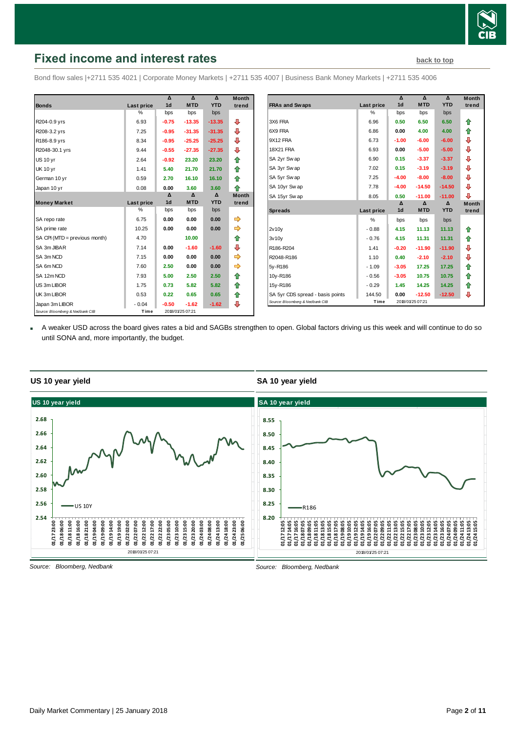## Fixed income and interest rates

back to top

Bond flow sales |+2711 535 4021 | Corporate Money Markets | +2711 535 4007 | Business Bank Money Markets | +2711 535 4006

| Bonds | Last price | Δ 1d | Δ MTD | Δ YTD | Month trend |
|---|---|---|---|---|---|
| | % | bps | bps | bps | |
| R204-0.9 yrs | 6.93 | -0.75 | -13.35 | -13.35 | ⇩ |
| R208-3.2 yrs | 7.25 | -0.95 | -31.35 | -31.35 | ⇩ |
| R186-8.9 yrs | 8.34 | -0.95 | -25.25 | -25.25 | ⇩ |
| R2048-30.1 yrs | 9.44 | -0.55 | -27.35 | -27.35 | ⇩ |
| US 10 yr | 2.64 | -0.92 | 23.20 | 23.20 | ⇧ |
| UK 10 yr | 1.41 | 5.40 | 21.70 | 21.70 | ⇧ |
| German 10 yr | 0.59 | 2.70 | 16.10 | 16.10 | ⇧ |
| Japan 10 yr | 0.08 | 0.00 | 3.60 | 3.60 | ⇧ |

| Money Market | Last price | Δ 1d | Δ MTD | Δ YTD | Month trend |
|---|---|---|---|---|---|
| | % | bps | bps | bps | |
| SA repo rate | 6.75 | 0.00 | 0.00 | 0.00 | ⇨ |
| SA prime rate | 10.25 | 0.00 | 0.00 | 0.00 | ⇨ |
| SA CPI (MTD = previous month) | 4.70 | | 10.00 | | ⇧ |
| SA 3m JIBAR | 7.14 | 0.00 | -1.60 | -1.60 | ⇩ |
| SA 3m NCD | 7.15 | 0.00 | 0.00 | 0.00 | ⇨ |
| SA 6m NCD | 7.60 | 2.50 | 0.00 | 0.00 | ⇨ |
| SA 12m NCD | 7.93 | 5.00 | 2.50 | 2.50 | ⇧ |
| US 3m LIBOR | 1.75 | 0.73 | 5.82 | 5.82 | ⇧ |
| UK 3m LIBOR | 0.53 | 0.22 | 0.65 | 0.65 | ⇧ |
| Japan 3m LIBOR | - 0.04 | -0.50 | -1.62 | -1.62 | ⇩ |

Source: Bloomberg & Nedbank CIB | Time 2018/01/25 07:21

| FRAs and Swaps | Last price | Δ 1d | Δ MTD | Δ YTD | Month trend |
|---|---|---|---|---|---|
| | % | bps | bps | bps | |
| 3X6 FRA | 6.96 | 0.50 | 6.50 | 6.50 | ⇧ |
| 6X9 FRA | 6.86 | 0.00 | 4.00 | 4.00 | ⇧ |
| 9X12 FRA | 6.73 | -1.00 | -6.00 | -6.00 | ⇩ |
| 18X21 FRA | 6.93 | 0.00 | -5.00 | -5.00 | ⇩ |
| SA 2yr Swap | 6.90 | 0.15 | -3.37 | -3.37 | ⇩ |
| SA 3yr Swap | 7.02 | 0.15 | -3.19 | -3.19 | ⇩ |
| SA 5yr Swap | 7.25 | -4.00 | -8.00 | -8.00 | ⇩ |
| SA 10yr Swap | 7.78 | -4.00 | -14.50 | -14.50 | ⇩ |
| SA 15yr Swap | 8.05 | 0.50 | -11.00 | -11.00 | ⇩ |

| Spreads | Last price | Δ 1d | Δ MTD | Δ YTD | Month trend |
|---|---|---|---|---|---|
| | % | bps | bps | bps | |
| 2v10y | - 0.88 | 4.15 | 11.13 | 11.13 | ⇧ |
| 3v10y | - 0.76 | 4.15 | 11.31 | 11.31 | ⇧ |
| R186-R204 | 1.41 | -0.20 | -11.90 | -11.90 | ⇩ |
| R2048-R186 | 1.10 | 0.40 | -2.10 | -2.10 | ⇩ |
| 5y-R186 | - 1.09 | -3.05 | 17.25 | 17.25 | ⇧ |
| 10y-R186 | - 0.56 | -3.05 | 10.75 | 10.75 | ⇧ |
| 15y-R186 | - 0.29 | 1.45 | 14.25 | 14.25 | ⇧ |
| SA 5yr CDS spread - basis points | 144.50 | 0.00 | -12.50 | -12.50 | ⇩ |

Source: Bloomberg & Nedbank CIB | Time 2018/01/25 07:21

- A weaker USD across the board gives rates a bid and SAGBs strengthen to open. Global factors driving us this week and will continue to do so until SONA and, more importantly, the budget.

### US 10 year yield

Source: Bloomberg, Nedbank

### SA 10 year yield

Source: Bloomberg, Nedbank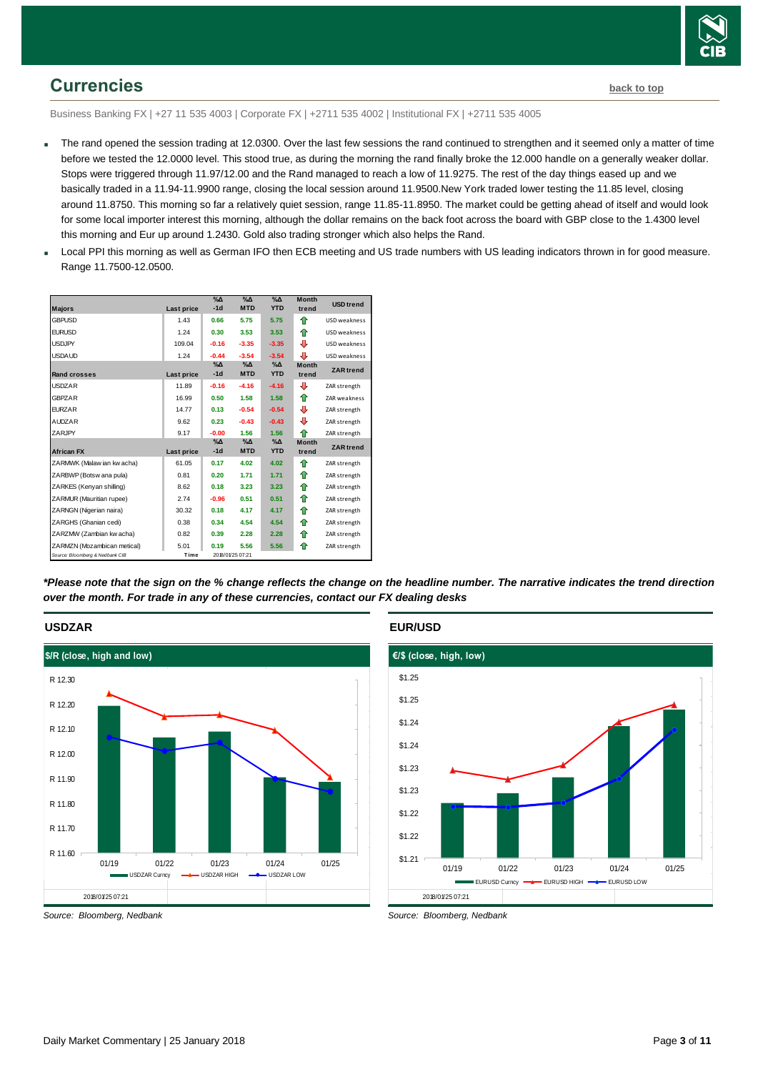## Currencies

back to top

Business Banking FX | +27 11 535 4003 | Corporate FX | +2711 535 4002 | Institutional FX | +2711 535 4005

- The rand opened the session trading at 12.0300. Over the last few sessions the rand continued to strengthen and it seemed only a matter of time before we tested the 12.0000 level. This stood true, as during the morning the rand finally broke the 12.000 handle on a generally weaker dollar. Stops were triggered through 11.97/12.00 and the Rand managed to reach a low of 11.9275. The rest of the day things eased up and we basically traded in a 11.94-11.9900 range, closing the local session around 11.9500.New York traded lower testing the 11.85 level, closing around 11.8750. This morning so far a relatively quiet session, range 11.85-11.8950. The market could be getting ahead of itself and would look for some local importer interest this morning, although the dollar remains on the back foot across the board with GBP close to the 1.4300 level this morning and Eur up around 1.2430. Gold also trading stronger which also helps the Rand.
- Local PPI this morning as well as German IFO then ECB meeting and US trade numbers with US leading indicators thrown in for good measure. Range 11.7500-12.0500.

| Majors | Last price | %Δ -1d | %Δ MTD | %Δ YTD | Month trend | USD trend |
|---|---|---|---|---|---|---|
| GBPUSD | 1.43 | 0.66 | 5.75 | 5.75 | ⇧ | USD weakness |
| EURUSD | 1.24 | 0.30 | 3.53 | 3.53 | ⇧ | USD weakness |
| USDJPY | 109.04 | -0.16 | -3.35 | -3.35 | ⇩ | USD weakness |
| USDAUD | 1.24 | -0.44 | -3.54 | -3.54 | ⇩ | USD weakness |
| **Rand crosses** | **Last price** | **%Δ -1d** | **%Δ MTD** | **%Δ YTD** | **Month trend** | **ZAR trend** |
| USDZAR | 11.89 | -0.16 | -4.16 | -4.16 | ⇩ | ZAR strength |
| GBPZAR | 16.99 | 0.50 | 1.58 | 1.58 | ⇧ | ZAR weakness |
| EURZAR | 14.77 | 0.13 | -0.54 | -0.54 | ⇩ | ZAR strength |
| AUDZAR | 9.62 | 0.23 | -0.43 | -0.43 | ⇩ | ZAR strength |
| ZARJPY | 9.17 | -0.00 | 1.56 | 1.56 | ⇧ | ZAR strength |
| **African FX** | **Last price** | **%Δ -1d** | **%Δ MTD** | **%Δ YTD** | **Month trend** | **ZAR trend** |
| ZARMWK (Malawian kwacha) | 61.05 | 0.17 | 4.02 | 4.02 | ⇧ | ZAR strength |
| ZARBWP (Botswana pula) | 0.81 | 0.20 | 1.71 | 1.71 | ⇧ | ZAR strength |
| ZARKES (Kenyan shilling) | 8.62 | 0.18 | 3.23 | 3.23 | ⇧ | ZAR strength |
| ZARMUR (Mauritian rupee) | 2.74 | -0.96 | 0.51 | 0.51 | ⇧ | ZAR strength |
| ZARNGN (Nigerian naira) | 30.32 | 0.18 | 4.17 | 4.17 | ⇧ | ZAR strength |
| ZARGHS (Ghanian cedi) | 0.38 | 0.34 | 4.54 | 4.54 | ⇧ | ZAR strength |
| ZARZMW (Zambian kwacha) | 0.82 | 0.39 | 2.28 | 2.28 | ⇧ | ZAR strength |
| ZARMZN (Mozambican metical) | 5.01 | 0.19 | 5.56 | 5.56 | ⇧ | ZAR strength |

Source: Bloomberg & Nedbank CIB | Time | 2018/01/25 07:21

***Please note that the sign on the % change reflects the change on the headline number. The narrative indicates the trend direction over the month. For trade in any of these currencies, contact our FX dealing desks***

### USDZAR

$/R (close, high and low)

Source: Bloomberg, Nedbank

### EUR/USD

€/$ (close, high, low)

Source: Bloomberg, Nedbank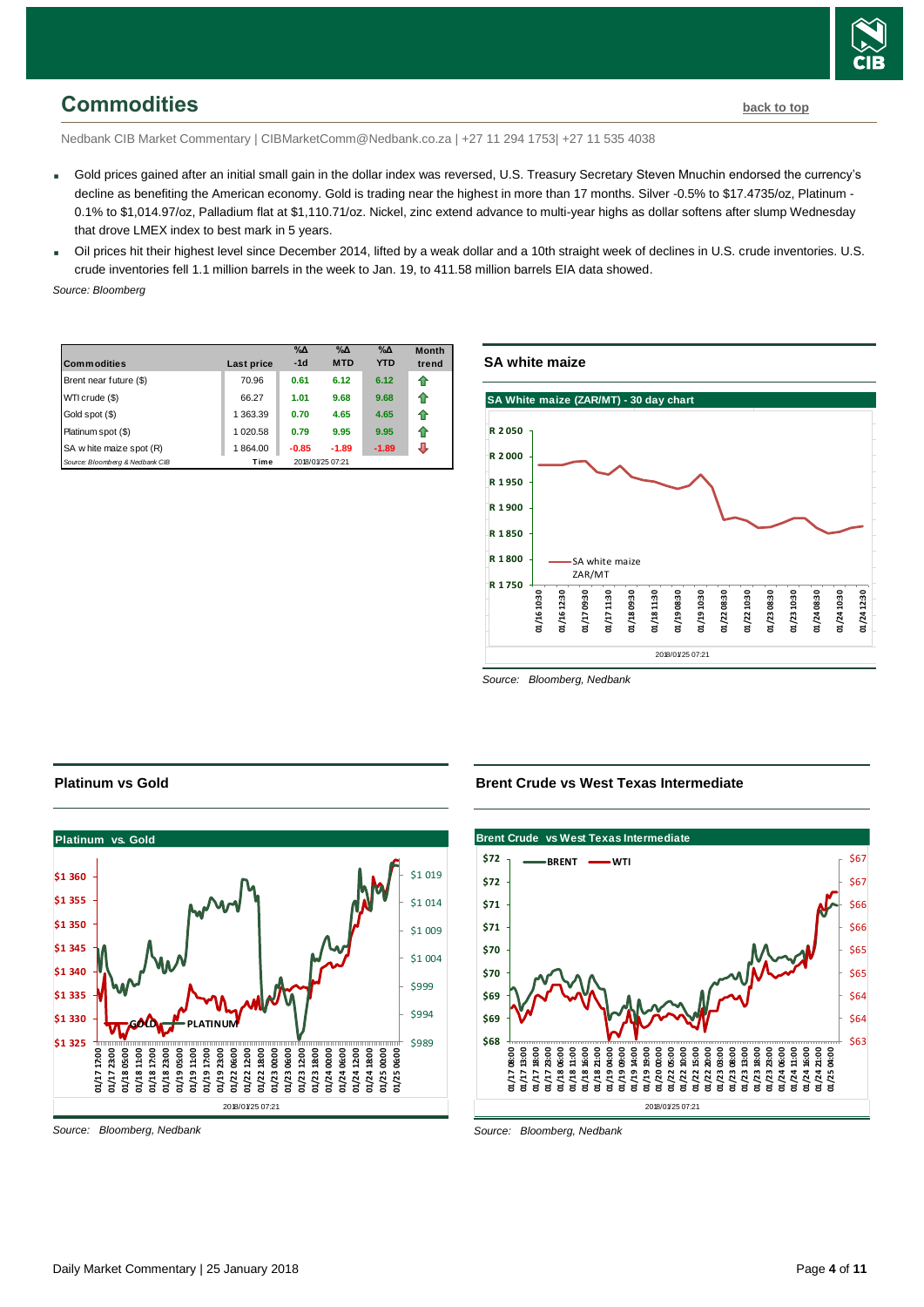## Commodities

Nedbank CIB Market Commentary | CIBMarketComm@Nedbank.co.za | +27 11 294 1753| +27 11 535 4038

- Gold prices gained after an initial small gain in the dollar index was reversed, U.S. Treasury Secretary Steven Mnuchin endorsed the currency's decline as benefiting the American economy. Gold is trading near the highest in more than 17 months. Silver -0.5% to $17.4735/oz, Platinum -0.1% to $1,014.97/oz, Palladium flat at $1,110.71/oz. Nickel, zinc extend advance to multi-year highs as dollar softens after slump Wednesday that drove LMEX index to best mark in 5 years.
- Oil prices hit their highest level since December 2014, lifted by a weak dollar and a 10th straight week of declines in U.S. crude inventories. U.S. crude inventories fell 1.1 million barrels in the week to Jan. 19, to 411.58 million barrels EIA data showed.

*Source: Bloomberg*

| Commodities | Last price | %Δ -1d | %Δ MTD | %Δ YTD | Month trend |
|---|---|---|---|---|---|
| Brent near future ($) | 70.96 | 0.61 | 6.12 | 6.12 | ⇧ |
| WTI crude ($) | 66.27 | 1.01 | 9.68 | 9.68 | ⇧ |
| Gold spot ($) | 1 363.39 | 0.70 | 4.65 | 4.65 | ⇧ |
| Platinum spot ($) | 1 020.58 | 0.79 | 9.95 | 9.95 | ⇧ |
| SA white maize spot (R) | 1 864.00 | -0.85 | -1.89 | -1.89 | ⇩ |
| Source: Bloomberg & Nedbank CIB | Time | 2018/01/25 07:21 | | | |

### SA white maize

*Source: Bloomberg, Nedbank*

### Platinum vs Gold

*Source: Bloomberg, Nedbank*

### Brent Crude vs West Texas Intermediate

*Source: Bloomberg, Nedbank*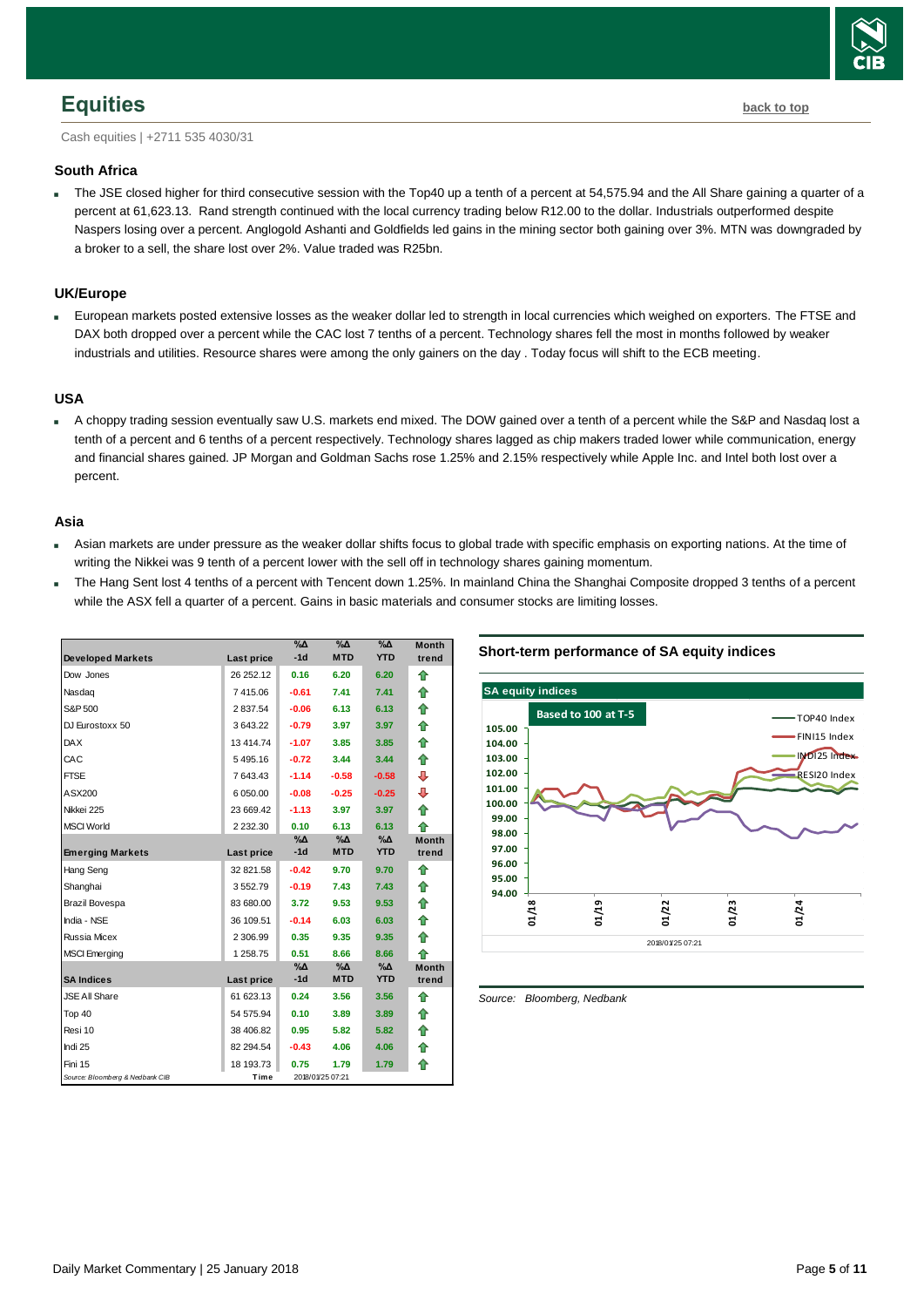## Equities

back to top

Cash equities | +2711 535 4030/31

### South Africa

- The JSE closed higher for third consecutive session with the Top40 up a tenth of a percent at 54,575.94 and the All Share gaining a quarter of a percent at 61,623.13. Rand strength continued with the local currency trading below R12.00 to the dollar. Industrials outperformed despite Naspers losing over a percent. Anglogold Ashanti and Goldfields led gains in the mining sector both gaining over 3%. MTN was downgraded by a broker to a sell, the share lost over 2%. Value traded was R25bn.

### UK/Europe

- European markets posted extensive losses as the weaker dollar led to strength in local currencies which weighed on exporters. The FTSE and DAX both dropped over a percent while the CAC lost 7 tenths of a percent. Technology shares fell the most in months followed by weaker industrials and utilities. Resource shares were among the only gainers on the day . Today focus will shift to the ECB meeting.

### USA

- A choppy trading session eventually saw U.S. markets end mixed. The DOW gained over a tenth of a percent while the S&P and Nasdaq lost a tenth of a percent and 6 tenths of a percent respectively. Technology shares lagged as chip makers traded lower while communication, energy and financial shares gained. JP Morgan and Goldman Sachs rose 1.25% and 2.15% respectively while Apple Inc. and Intel both lost over a percent.

### Asia

- Asian markets are under pressure as the weaker dollar shifts focus to global trade with specific emphasis on exporting nations. At the time of writing the Nikkei was 9 tenth of a percent lower with the sell off in technology shares gaining momentum.
- The Hang Sent lost 4 tenths of a percent with Tencent down 1.25%. In mainland China the Shanghai Composite dropped 3 tenths of a percent while the ASX fell a quarter of a percent. Gains in basic materials and consumer stocks are limiting losses.

| Developed Markets | Last price | %Δ -1d | %Δ MTD | %Δ YTD | Month trend |
|---|---|---|---|---|---|
| Dow Jones | 26 252.12 | 0.16 | 6.20 | 6.20 | ⇧ |
| Nasdaq | 7 415.06 | -0.61 | 7.41 | 7.41 | ⇧ |
| S&P 500 | 2 837.54 | -0.06 | 6.13 | 6.13 | ⇧ |
| DJ Eurostoxx 50 | 3 643.22 | -0.79 | 3.97 | 3.97 | ⇧ |
| DAX | 13 414.74 | -1.07 | 3.85 | 3.85 | ⇧ |
| CAC | 5 495.16 | -0.72 | 3.44 | 3.44 | ⇧ |
| FTSE | 7 643.43 | -1.14 | -0.58 | -0.58 | ⇩ |
| ASX200 | 6 050.00 | -0.08 | -0.25 | -0.25 | ⇩ |
| Nikkei 225 | 23 669.42 | -1.13 | 3.97 | 3.97 | ⇧ |
| MSCI World | 2 232.30 | 0.10 | 6.13 | 6.13 | ⇧ |
| **Emerging Markets** | **Last price** | **%Δ -1d** | **%Δ MTD** | **%Δ YTD** | **Month trend** |
| Hang Seng | 32 821.58 | -0.42 | 9.70 | 9.70 | ⇧ |
| Shanghai | 3 552.79 | -0.19 | 7.43 | 7.43 | ⇧ |
| Brazil Bovespa | 83 680.00 | 3.72 | 9.53 | 9.53 | ⇧ |
| India - NSE | 36 109.51 | -0.14 | 6.03 | 6.03 | ⇧ |
| Russia Micex | 2 306.99 | 0.35 | 9.35 | 9.35 | ⇧ |
| MSCI Emerging | 1 258.75 | 0.51 | 8.66 | 8.66 | ⇧ |
| **SA Indices** | **Last price** | **%Δ -1d** | **%Δ MTD** | **%Δ YTD** | **Month trend** |
| JSE All Share | 61 623.13 | 0.24 | 3.56 | 3.56 | ⇧ |
| Top 40 | 54 575.94 | 0.10 | 3.89 | 3.89 | ⇧ |
| Resi 10 | 38 406.82 | 0.95 | 5.82 | 5.82 | ⇧ |
| Indi 25 | 82 294.54 | -0.43 | 4.06 | 4.06 | ⇧ |
| Fini 15 | 18 193.73 | 0.75 | 1.79 | 1.79 | ⇧ |

Source: Bloomberg & Nedbank CIB | Time 2018/01/25 07:21

**Short-term performance of SA equity indices**

Source: Bloomberg, Nedbank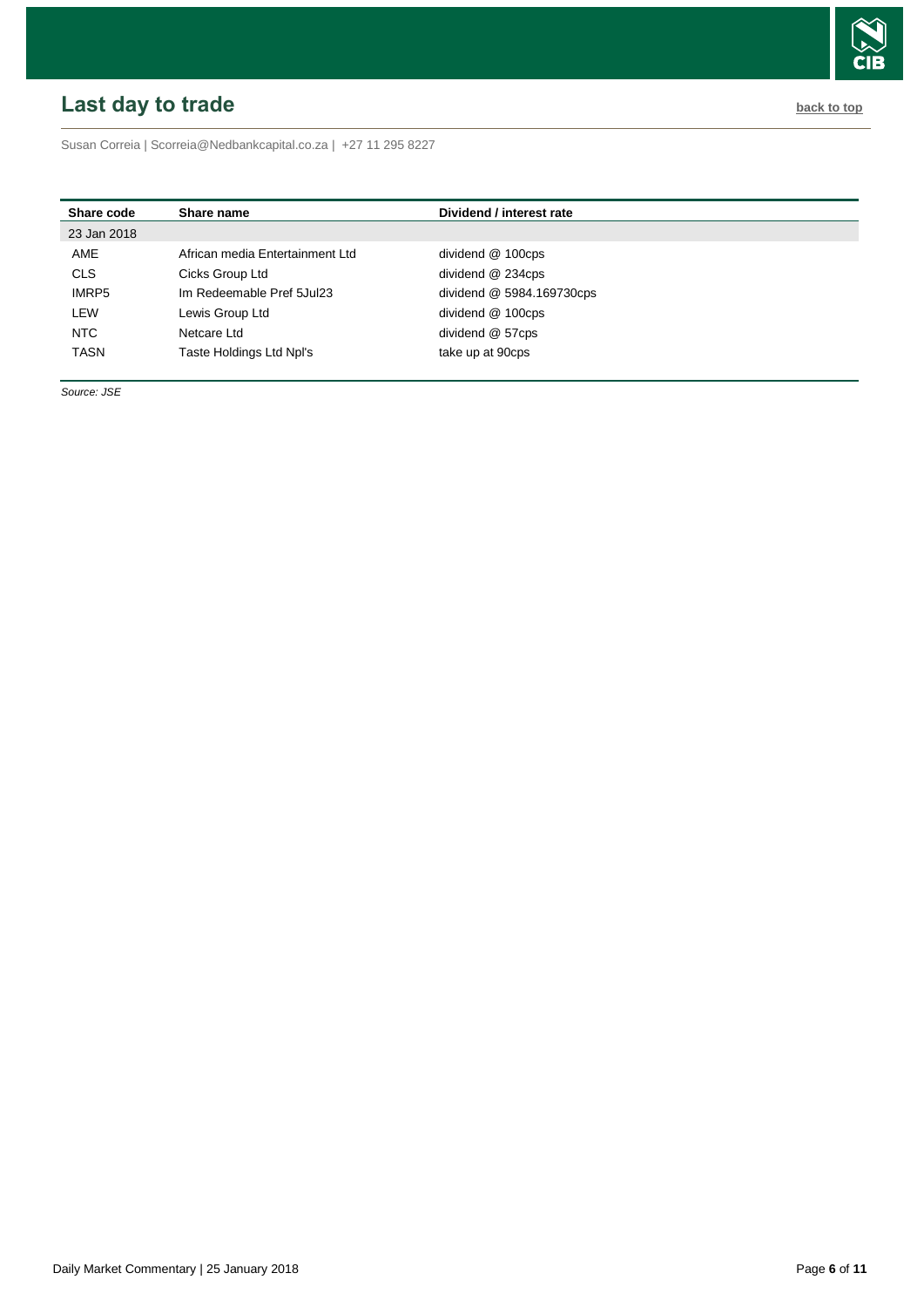## Last day to trade

back to top

Susan Correia | Scorreia@Nedbankcapital.co.za | +27 11 295 8227

| Share code | Share name | Dividend / interest rate |
|---|---|---|
| 23 Jan 2018 | | |
| AME | African media Entertainment Ltd | dividend @ 100cps |
| CLS | Cicks Group Ltd | dividend @ 234cps |
| IMRP5 | Im Redeemable Pref 5Jul23 | dividend @ 5984.169730cps |
| LEW | Lewis Group Ltd | dividend @ 100cps |
| NTC | Netcare Ltd | dividend @ 57cps |
| TASN | Taste Holdings Ltd Npl's | take up at 90cps |

*Source: JSE*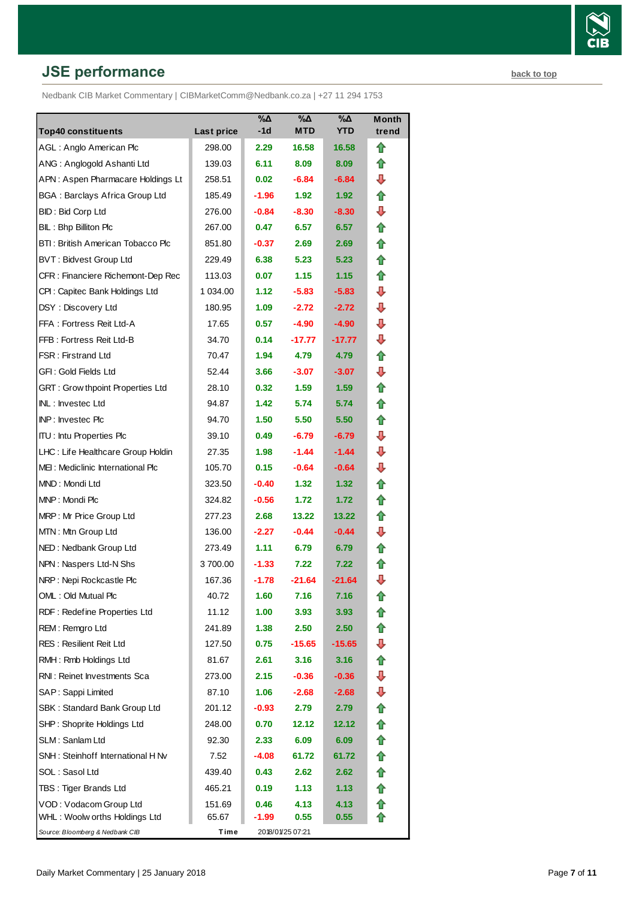## JSE performance

back to top

Nedbank CIB Market Commentary | CIBMarketComm@Nedbank.co.za | +27 11 294 1753

| Top40 constituents | Last price | %Δ -1d | %Δ MTD | %Δ YTD | Month trend |
|---|---|---|---|---|---|
| AGL : Anglo American Plc | 298.00 | 2.29 | 16.58 | 16.58 | ⇧ |
| ANG : Anglogold Ashanti Ltd | 139.03 | 6.11 | 8.09 | 8.09 | ⇧ |
| APN : Aspen Pharmacare Holdings Lt | 258.51 | 0.02 | -6.84 | -6.84 | ⇩ |
| BGA : Barclays Africa Group Ltd | 185.49 | -1.96 | 1.92 | 1.92 | ⇧ |
| BID : Bid Corp Ltd | 276.00 | -0.84 | -8.30 | -8.30 | ⇩ |
| BIL : Bhp Billiton Plc | 267.00 | 0.47 | 6.57 | 6.57 | ⇧ |
| BTI : British American Tobacco Plc | 851.80 | -0.37 | 2.69 | 2.69 | ⇧ |
| BVT : Bidvest Group Ltd | 229.49 | 6.38 | 5.23 | 5.23 | ⇧ |
| CFR : Financiere Richemont-Dep Rec | 113.03 | 0.07 | 1.15 | 1.15 | ⇧ |
| CPI : Capitec Bank Holdings Ltd | 1 034.00 | 1.12 | -5.83 | -5.83 | ⇩ |
| DSY : Discovery Ltd | 180.95 | 1.09 | -2.72 | -2.72 | ⇩ |
| FFA : Fortress Reit Ltd-A | 17.65 | 0.57 | -4.90 | -4.90 | ⇩ |
| FFB : Fortress Reit Ltd-B | 34.70 | 0.14 | -17.77 | -17.77 | ⇩ |
| FSR : Firstrand Ltd | 70.47 | 1.94 | 4.79 | 4.79 | ⇧ |
| GFI : Gold Fields Ltd | 52.44 | 3.66 | -3.07 | -3.07 | ⇩ |
| GRT : Growthpoint Properties Ltd | 28.10 | 0.32 | 1.59 | 1.59 | ⇧ |
| INL : Investec Ltd | 94.87 | 1.42 | 5.74 | 5.74 | ⇧ |
| INP : Investec Plc | 94.70 | 1.50 | 5.50 | 5.50 | ⇧ |
| ITU : Intu Properties Plc | 39.10 | 0.49 | -6.79 | -6.79 | ⇩ |
| LHC : Life Healthcare Group Holdin | 27.35 | 1.98 | -1.44 | -1.44 | ⇩ |
| MEI : Mediclinic International Plc | 105.70 | 0.15 | -0.64 | -0.64 | ⇩ |
| MND : Mondi Ltd | 323.50 | -0.40 | 1.32 | 1.32 | ⇧ |
| MNP : Mondi Plc | 324.82 | -0.56 | 1.72 | 1.72 | ⇧ |
| MRP : Mr Price Group Ltd | 277.23 | 2.68 | 13.22 | 13.22 | ⇧ |
| MTN : Mtn Group Ltd | 136.00 | -2.27 | -0.44 | -0.44 | ⇩ |
| NED : Nedbank Group Ltd | 273.49 | 1.11 | 6.79 | 6.79 | ⇧ |
| NPN : Naspers Ltd-N Shs | 3 700.00 | -1.33 | 7.22 | 7.22 | ⇧ |
| NRP : Nepi Rockcastle Plc | 167.36 | -1.78 | -21.64 | -21.64 | ⇩ |
| OML : Old Mutual Plc | 40.72 | 1.60 | 7.16 | 7.16 | ⇧ |
| RDF : Redefine Properties Ltd | 11.12 | 1.00 | 3.93 | 3.93 | ⇧ |
| REM : Remgro Ltd | 241.89 | 1.38 | 2.50 | 2.50 | ⇧ |
| RES : Resilient Reit Ltd | 127.50 | 0.75 | -15.65 | -15.65 | ⇩ |
| RMH : Rmb Holdings Ltd | 81.67 | 2.61 | 3.16 | 3.16 | ⇧ |
| RNI : Reinet Investments Sca | 273.00 | 2.15 | -0.36 | -0.36 | ⇩ |
| SAP : Sappi Limited | 87.10 | 1.06 | -2.68 | -2.68 | ⇩ |
| SBK : Standard Bank Group Ltd | 201.12 | -0.93 | 2.79 | 2.79 | ⇧ |
| SHP : Shoprite Holdings Ltd | 248.00 | 0.70 | 12.12 | 12.12 | ⇧ |
| SLM : Sanlam Ltd | 92.30 | 2.33 | 6.09 | 6.09 | ⇧ |
| SNH : Steinhoff International H Nv | 7.52 | -4.08 | 61.72 | 61.72 | ⇧ |
| SOL : Sasol Ltd | 439.40 | 0.43 | 2.62 | 2.62 | ⇧ |
| TBS : Tiger Brands Ltd | 465.21 | 0.19 | 1.13 | 1.13 | ⇧ |
| VOD : Vodacom Group Ltd | 151.69 | 0.46 | 4.13 | 4.13 | ⇧ |
| WHL : Woolworths Holdings Ltd | 65.67 | -1.99 | 0.55 | 0.55 | ⇧ |

*Source: Bloomberg & Nedbank CIB* Time 2018/01/25 07:21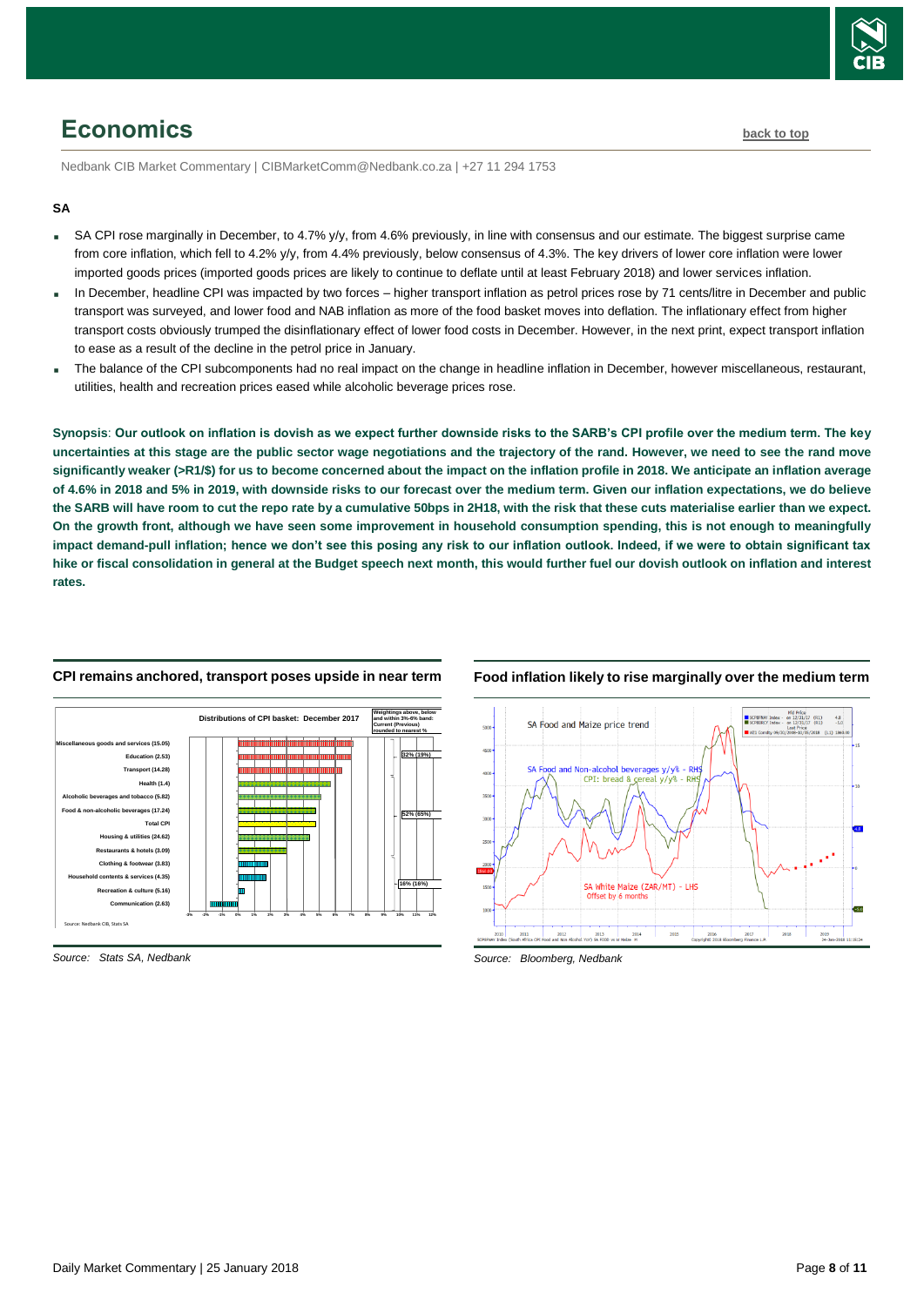# Economics

Nedbank CIB Market Commentary | CIBMarketComm@Nedbank.co.za | +27 11 294 1753

**SA**

- SA CPI rose marginally in December, to 4.7% y/y, from 4.6% previously, in line with consensus and our estimate. The biggest surprise came from core inflation, which fell to 4.2% y/y, from 4.4% previously, below consensus of 4.3%. The key drivers of lower core inflation were lower imported goods prices (imported goods prices are likely to continue to deflate until at least February 2018) and lower services inflation.
- In December, headline CPI was impacted by two forces – higher transport inflation as petrol prices rose by 71 cents/litre in December and public transport was surveyed, and lower food and NAB inflation as more of the food basket moves into deflation. The inflationary effect from higher transport costs obviously trumped the disinflationary effect of lower food costs in December. However, in the next print, expect transport inflation to ease as a result of the decline in the petrol price in January.
- The balance of the CPI subcomponents had no real impact on the change in headline inflation in December, however miscellaneous, restaurant, utilities, health and recreation prices eased while alcoholic beverage prices rose.

**Synopsis**: **Our outlook on inflation is dovish as we expect further downside risks to the SARB's CPI profile over the medium term. The key uncertainties at this stage are the public sector wage negotiations and the trajectory of the rand. However, we need to see the rand move significantly weaker (>R1/$) for us to become concerned about the impact on the inflation profile in 2018. We anticipate an inflation average of 4.6% in 2018 and 5% in 2019, with downside risks to our forecast over the medium term. Given our inflation expectations, we do believe the SARB will have room to cut the repo rate by a cumulative 50bps in 2H18, with the risk that these cuts materialise earlier than we expect. On the growth front, although we have seen some improvement in household consumption spending, this is not enough to meaningfully impact demand-pull inflation; hence we don't see this posing any risk to our inflation outlook. Indeed, if we were to obtain significant tax hike or fiscal consolidation in general at the Budget speech next month, this would further fuel our dovish outlook on inflation and interest rates.**

**CPI remains anchored, transport poses upside in near term**

Source: Stats SA, Nedbank

**Food inflation likely to rise marginally over the medium term**

Source: Bloomberg, Nedbank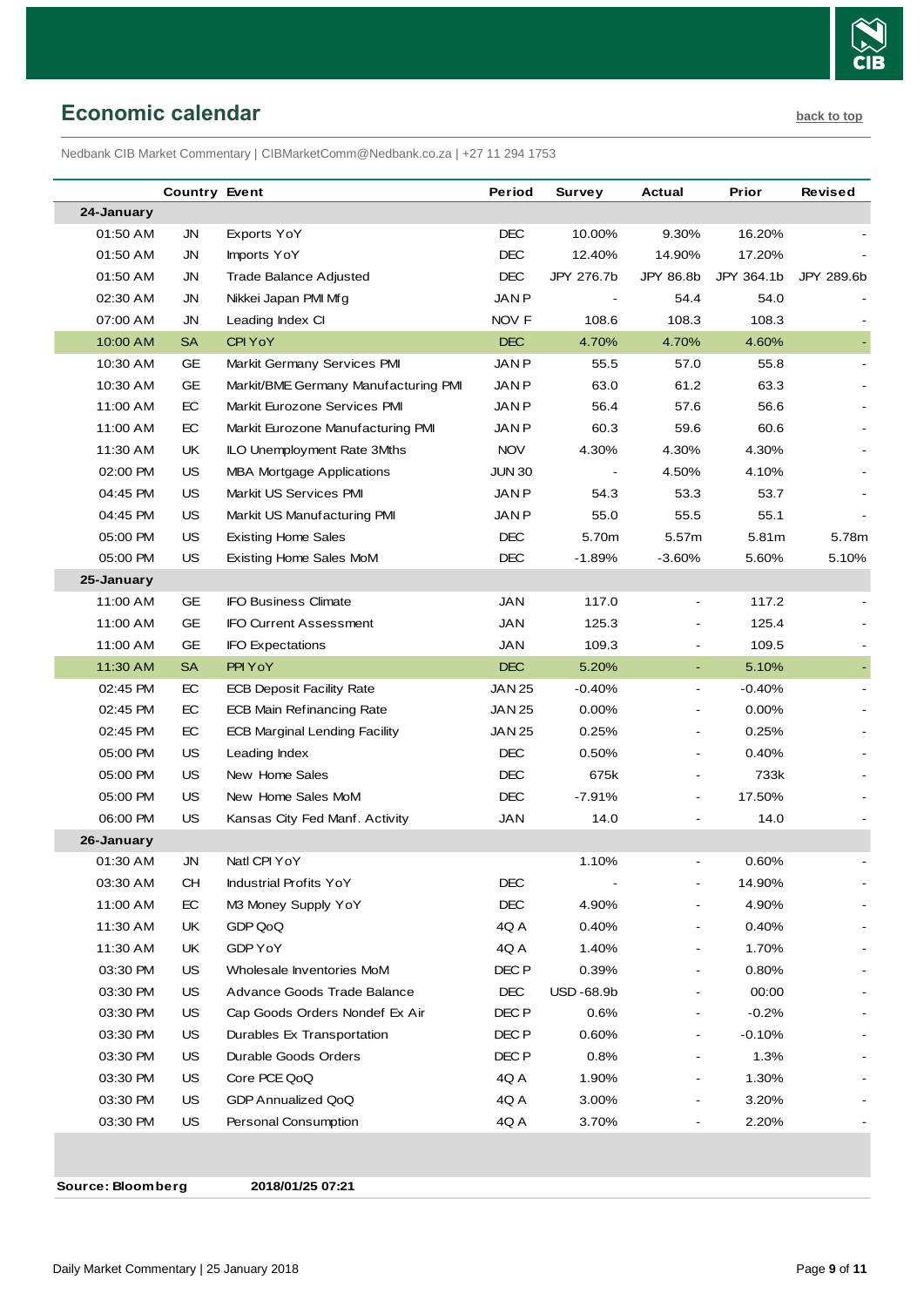## Economic calendar

back to top

Nedbank CIB Market Commentary | CIBMarketComm@Nedbank.co.za | +27 11 294 1753

| | Country | Event | Period | Survey | Actual | Prior | Revised |
|---|---|---|---|---|---|---|---|
| **24-January** | | | | | | | |
| 01:50 AM | JN | Exports YoY | DEC | 10.00% | 9.30% | 16.20% | - |
| 01:50 AM | JN | Imports YoY | DEC | 12.40% | 14.90% | 17.20% | - |
| 01:50 AM | JN | Trade Balance Adjusted | DEC | JPY 276.7b | JPY 86.8b | JPY 364.1b | JPY 289.6b |
| 02:30 AM | JN | Nikkei Japan PMI Mfg | JAN P | - | 54.4 | 54.0 | - |
| 07:00 AM | JN | Leading Index CI | NOV F | 108.6 | 108.3 | 108.3 | - |
| 10:00 AM | SA | CPI YoY | DEC | 4.70% | 4.70% | 4.60% | - |
| 10:30 AM | GE | Markit Germany Services PMI | JAN P | 55.5 | 57.0 | 55.8 | - |
| 10:30 AM | GE | Markit/BME Germany Manufacturing PMI | JAN P | 63.0 | 61.2 | 63.3 | - |
| 11:00 AM | EC | Markit Eurozone Services PMI | JAN P | 56.4 | 57.6 | 56.6 | - |
| 11:00 AM | EC | Markit Eurozone Manufacturing PMI | JAN P | 60.3 | 59.6 | 60.6 | - |
| 11:30 AM | UK | ILO Unemployment Rate 3Mths | NOV | 4.30% | 4.30% | 4.30% | - |
| 02:00 PM | US | MBA Mortgage Applications | JUN 30 | - | 4.50% | 4.10% | - |
| 04:45 PM | US | Markit US Services PMI | JAN P | 54.3 | 53.3 | 53.7 | - |
| 04:45 PM | US | Markit US Manufacturing PMI | JAN P | 55.0 | 55.5 | 55.1 | - |
| 05:00 PM | US | Existing Home Sales | DEC | 5.70m | 5.57m | 5.81m | 5.78m |
| 05:00 PM | US | Existing Home Sales MoM | DEC | -1.89% | -3.60% | 5.60% | 5.10% |
| **25-January** | | | | | | | |
| 11:00 AM | GE | IFO Business Climate | JAN | 117.0 | - | 117.2 | - |
| 11:00 AM | GE | IFO Current Assessment | JAN | 125.3 | - | 125.4 | - |
| 11:00 AM | GE | IFO Expectations | JAN | 109.3 | - | 109.5 | - |
| 11:30 AM | SA | PPI YoY | DEC | 5.20% | - | 5.10% | - |
| 02:45 PM | EC | ECB Deposit Facility Rate | JAN 25 | -0.40% | - | -0.40% | - |
| 02:45 PM | EC | ECB Main Refinancing Rate | JAN 25 | 0.00% | - | 0.00% | - |
| 02:45 PM | EC | ECB Marginal Lending Facility | JAN 25 | 0.25% | - | 0.25% | - |
| 05:00 PM | US | Leading Index | DEC | 0.50% | - | 0.40% | - |
| 05:00 PM | US | New Home Sales | DEC | 675k | - | 733k | - |
| 05:00 PM | US | New Home Sales MoM | DEC | -7.91% | - | 17.50% | - |
| 06:00 PM | US | Kansas City Fed Manf. Activity | JAN | 14.0 | - | 14.0 | - |
| **26-January** | | | | | | | |
| 01:30 AM | JN | Natl CPI YoY | | 1.10% | - | 0.60% | - |
| 03:30 AM | CH | Industrial Profits YoY | DEC | - | - | 14.90% | - |
| 11:00 AM | EC | M3 Money Supply YoY | DEC | 4.90% | - | 4.90% | - |
| 11:30 AM | UK | GDP QoQ | 4Q A | 0.40% | - | 0.40% | - |
| 11:30 AM | UK | GDP YoY | 4Q A | 1.40% | - | 1.70% | - |
| 03:30 PM | US | Wholesale Inventories MoM | DEC P | 0.39% | - | 0.80% | - |
| 03:30 PM | US | Advance Goods Trade Balance | DEC | USD -68.9b | - | 00:00 | - |
| 03:30 PM | US | Cap Goods Orders Nondef Ex Air | DEC P | 0.6% | - | -0.2% | - |
| 03:30 PM | US | Durables Ex Transportation | DEC P | 0.60% | - | -0.10% | - |
| 03:30 PM | US | Durable Goods Orders | DEC P | 0.8% | - | 1.3% | - |
| 03:30 PM | US | Core PCE QoQ | 4Q A | 1.90% | - | 1.30% | - |
| 03:30 PM | US | GDP Annualized QoQ | 4Q A | 3.00% | - | 3.20% | - |
| 03:30 PM | US | Personal Consumption | 4Q A | 3.70% | - | 2.20% | - |

**Source: Bloomberg** **2018/01/25 07:21**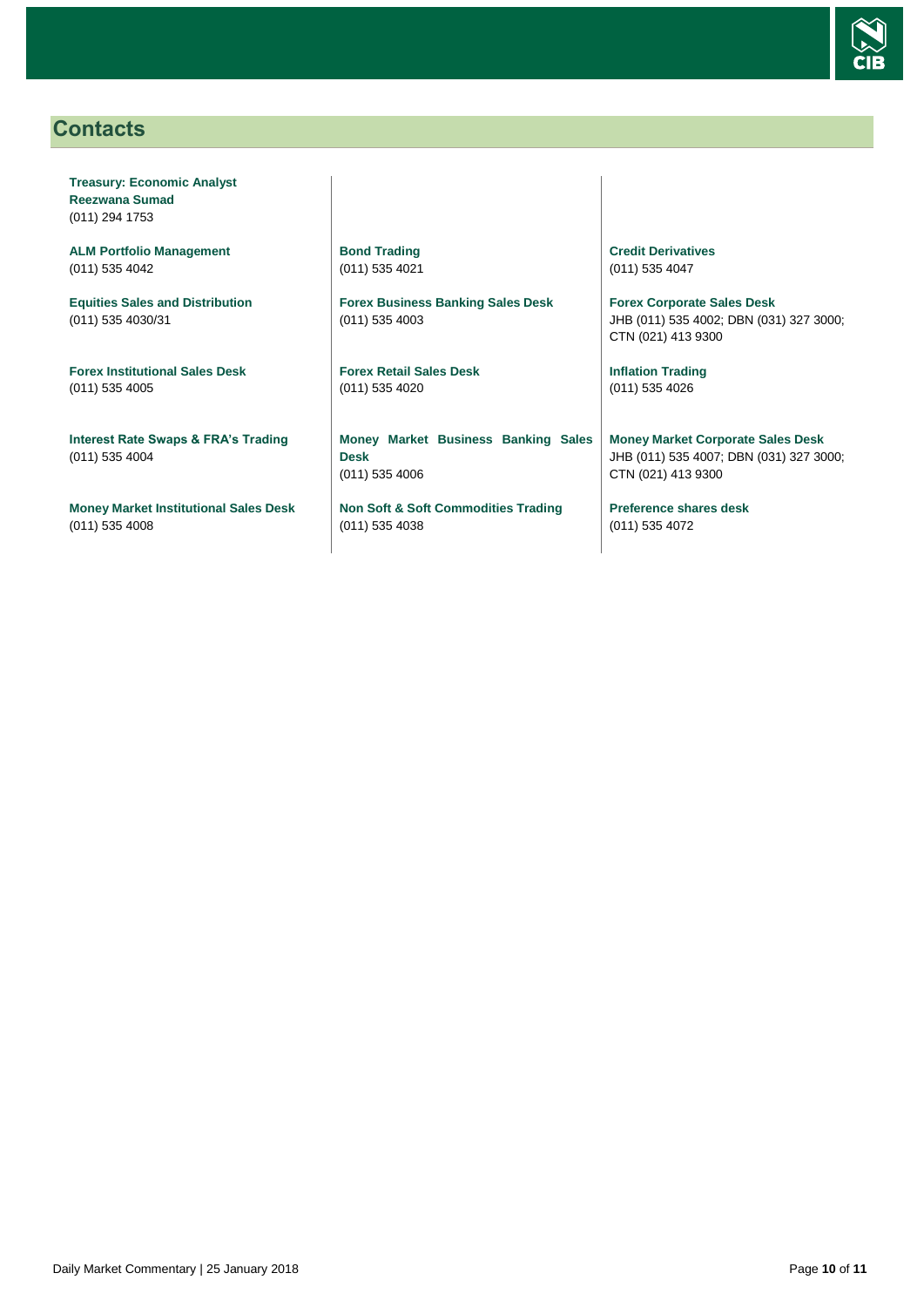## Contacts

**Treasury: Economic Analyst**
**Reezwana Sumad**
(011) 294 1753

**ALM Portfolio Management**
(011) 535 4042

**Equities Sales and Distribution**
(011) 535 4030/31

**Forex Institutional Sales Desk**
(011) 535 4005

**Interest Rate Swaps & FRA's Trading**
(011) 535 4004

**Money Market Institutional Sales Desk**
(011) 535 4008

**Bond Trading**
(011) 535 4021

**Forex Business Banking Sales Desk**
(011) 535 4003

**Forex Retail Sales Desk**
(011) 535 4020

**Money Market Business Banking Sales Desk**
(011) 535 4006

**Non Soft & Soft Commodities Trading**
(011) 535 4038

**Credit Derivatives**
(011) 535 4047

**Forex Corporate Sales Desk**
JHB (011) 535 4002; DBN (031) 327 3000; CTN (021) 413 9300

**Inflation Trading**
(011) 535 4026

**Money Market Corporate Sales Desk**
JHB (011) 535 4007; DBN (031) 327 3000; CTN (021) 413 9300

**Preference shares desk**
(011) 535 4072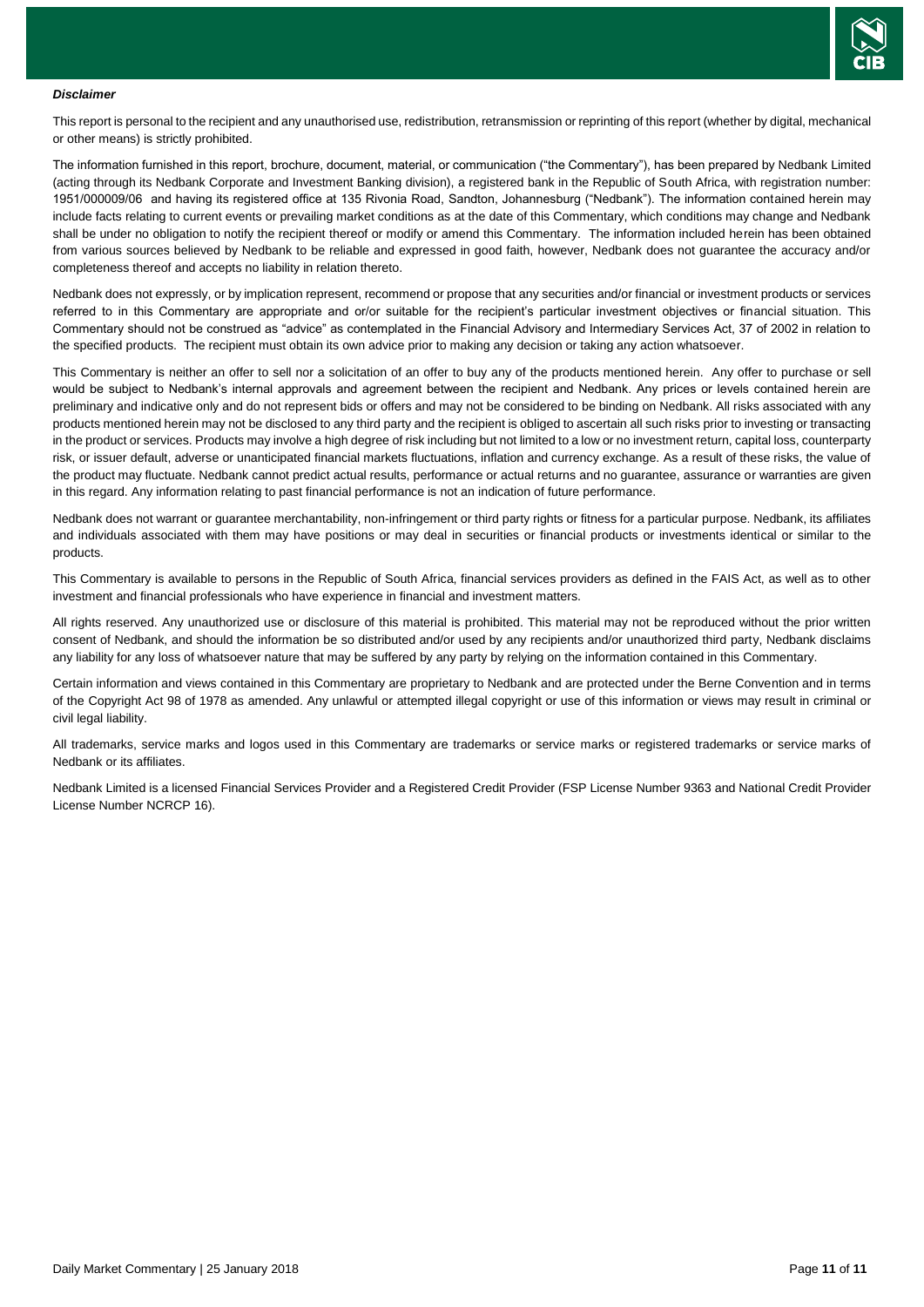***Disclaimer***

This report is personal to the recipient and any unauthorised use, redistribution, retransmission or reprinting of this report (whether by digital, mechanical or other means) is strictly prohibited.

The information furnished in this report, brochure, document, material, or communication ("the Commentary"), has been prepared by Nedbank Limited (acting through its Nedbank Corporate and Investment Banking division), a registered bank in the Republic of South Africa, with registration number: 1951/000009/06 and having its registered office at 135 Rivonia Road, Sandton, Johannesburg ("Nedbank"). The information contained herein may include facts relating to current events or prevailing market conditions as at the date of this Commentary, which conditions may change and Nedbank shall be under no obligation to notify the recipient thereof or modify or amend this Commentary. The information included herein has been obtained from various sources believed by Nedbank to be reliable and expressed in good faith, however, Nedbank does not guarantee the accuracy and/or completeness thereof and accepts no liability in relation thereto.

Nedbank does not expressly, or by implication represent, recommend or propose that any securities and/or financial or investment products or services referred to in this Commentary are appropriate and or/or suitable for the recipient's particular investment objectives or financial situation. This Commentary should not be construed as "advice" as contemplated in the Financial Advisory and Intermediary Services Act, 37 of 2002 in relation to the specified products. The recipient must obtain its own advice prior to making any decision or taking any action whatsoever.

This Commentary is neither an offer to sell nor a solicitation of an offer to buy any of the products mentioned herein. Any offer to purchase or sell would be subject to Nedbank's internal approvals and agreement between the recipient and Nedbank. Any prices or levels contained herein are preliminary and indicative only and do not represent bids or offers and may not be considered to be binding on Nedbank. All risks associated with any products mentioned herein may not be disclosed to any third party and the recipient is obliged to ascertain all such risks prior to investing or transacting in the product or services. Products may involve a high degree of risk including but not limited to a low or no investment return, capital loss, counterparty risk, or issuer default, adverse or unanticipated financial markets fluctuations, inflation and currency exchange. As a result of these risks, the value of the product may fluctuate. Nedbank cannot predict actual results, performance or actual returns and no guarantee, assurance or warranties are given in this regard. Any information relating to past financial performance is not an indication of future performance.

Nedbank does not warrant or guarantee merchantability, non-infringement or third party rights or fitness for a particular purpose. Nedbank, its affiliates and individuals associated with them may have positions or may deal in securities or financial products or investments identical or similar to the products.

This Commentary is available to persons in the Republic of South Africa, financial services providers as defined in the FAIS Act, as well as to other investment and financial professionals who have experience in financial and investment matters.

All rights reserved. Any unauthorized use or disclosure of this material is prohibited. This material may not be reproduced without the prior written consent of Nedbank, and should the information be so distributed and/or used by any recipients and/or unauthorized third party, Nedbank disclaims any liability for any loss of whatsoever nature that may be suffered by any party by relying on the information contained in this Commentary.

Certain information and views contained in this Commentary are proprietary to Nedbank and are protected under the Berne Convention and in terms of the Copyright Act 98 of 1978 as amended. Any unlawful or attempted illegal copyright or use of this information or views may result in criminal or civil legal liability.

All trademarks, service marks and logos used in this Commentary are trademarks or service marks or registered trademarks or service marks of Nedbank or its affiliates.

Nedbank Limited is a licensed Financial Services Provider and a Registered Credit Provider (FSP License Number 9363 and National Credit Provider License Number NCRCP 16).